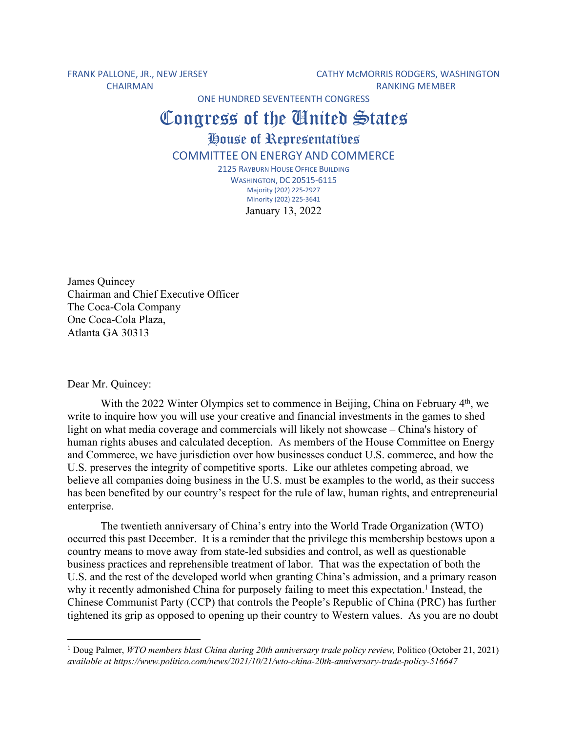FRANK PALLONE, JR., NEW JERSEY
CHAIRMAN

CATHY McMORRIS RODGERS, WASHINGTON
RANKING MEMBER

ONE HUNDRED SEVENTEENTH CONGRESS

# Congress of the United States

## House of Representatives

### COMMITTEE ON ENERGY AND COMMERCE

2125 RAYBURN HOUSE OFFICE BUILDING
WASHINGTON, DC 20515-6115
Majority (202) 225-2927
Minority (202) 225-3641

January 13, 2022

James Quincey
Chairman and Chief Executive Officer
The Coca-Cola Company
One Coca-Cola Plaza,
Atlanta GA 30313

Dear Mr. Quincey:

With the 2022 Winter Olympics set to commence in Beijing, China on February 4th, we write to inquire how you will use your creative and financial investments in the games to shed light on what media coverage and commercials will likely not showcase – China's history of human rights abuses and calculated deception. As members of the House Committee on Energy and Commerce, we have jurisdiction over how businesses conduct U.S. commerce, and how the U.S. preserves the integrity of competitive sports. Like our athletes competing abroad, we believe all companies doing business in the U.S. must be examples to the world, as their success has been benefited by our country's respect for the rule of law, human rights, and entrepreneurial enterprise.

The twentieth anniversary of China's entry into the World Trade Organization (WTO) occurred this past December. It is a reminder that the privilege this membership bestows upon a country means to move away from state-led subsidies and control, as well as questionable business practices and reprehensible treatment of labor. That was the expectation of both the U.S. and the rest of the developed world when granting China's admission, and a primary reason why it recently admonished China for purposely failing to meet this expectation.[1] Instead, the Chinese Communist Party (CCP) that controls the People's Republic of China (PRC) has further tightened its grip as opposed to opening up their country to Western values. As you are no doubt

---

[1] Doug Palmer, *WTO members blast China during 20th anniversary trade policy review,* Politico (October 21, 2021) *available at https://www.politico.com/news/2021/10/21/wto-china-20th-anniversary-trade-policy-516647*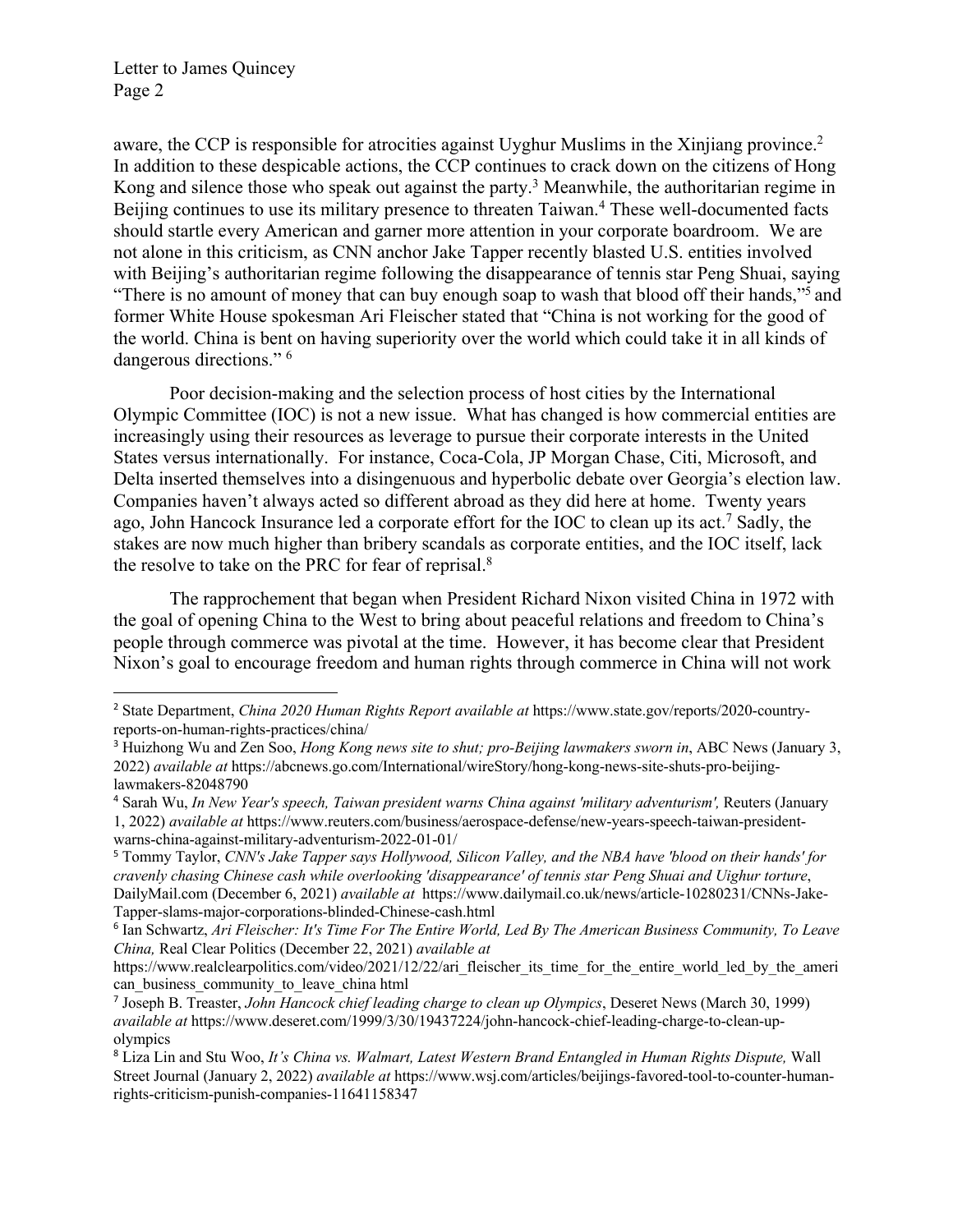aware, the CCP is responsible for atrocities against Uyghur Muslims in the Xinjiang province.[2] In addition to these despicable actions, the CCP continues to crack down on the citizens of Hong Kong and silence those who speak out against the party.[3] Meanwhile, the authoritarian regime in Beijing continues to use its military presence to threaten Taiwan.[4] These well-documented facts should startle every American and garner more attention in your corporate boardroom. We are not alone in this criticism, as CNN anchor Jake Tapper recently blasted U.S. entities involved with Beijing's authoritarian regime following the disappearance of tennis star Peng Shuai, saying "There is no amount of money that can buy enough soap to wash that blood off their hands,"[5] and former White House spokesman Ari Fleischer stated that "China is not working for the good of the world. China is bent on having superiority over the world which could take it in all kinds of dangerous directions." [6]

Poor decision-making and the selection process of host cities by the International Olympic Committee (IOC) is not a new issue. What has changed is how commercial entities are increasingly using their resources as leverage to pursue their corporate interests in the United States versus internationally. For instance, Coca-Cola, JP Morgan Chase, Citi, Microsoft, and Delta inserted themselves into a disingenuous and hyperbolic debate over Georgia's election law. Companies haven't always acted so different abroad as they did here at home. Twenty years ago, John Hancock Insurance led a corporate effort for the IOC to clean up its act.[7] Sadly, the stakes are now much higher than bribery scandals as corporate entities, and the IOC itself, lack the resolve to take on the PRC for fear of reprisal.[8]

The rapprochement that began when President Richard Nixon visited China in 1972 with the goal of opening China to the West to bring about peaceful relations and freedom to China's people through commerce was pivotal at the time. However, it has become clear that President Nixon's goal to encourage freedom and human rights through commerce in China will not work

---

[2] State Department, *China 2020 Human Rights Report available at* https://www.state.gov/reports/2020-country-reports-on-human-rights-practices/china/

[3] Huizhong Wu and Zen Soo, *Hong Kong news site to shut; pro-Beijing lawmakers sworn in*, ABC News (January 3, 2022) *available at* https://abcnews.go.com/International/wireStory/hong-kong-news-site-shuts-pro-beijing-lawmakers-82048790

[4] Sarah Wu, *In New Year's speech, Taiwan president warns China against 'military adventurism',* Reuters (January 1, 2022) *available at* https://www.reuters.com/business/aerospace-defense/new-years-speech-taiwan-president-warns-china-against-military-adventurism-2022-01-01/

[5] Tommy Taylor, *CNN's Jake Tapper says Hollywood, Silicon Valley, and the NBA have 'blood on their hands' for cravenly chasing Chinese cash while overlooking 'disappearance' of tennis star Peng Shuai and Uighur torture*, DailyMail.com (December 6, 2021) *available at* https://www.dailymail.co.uk/news/article-10280231/CNNs-Jake-Tapper-slams-major-corporations-blinded-Chinese-cash.html

[6] Ian Schwartz, *Ari Fleischer: It's Time For The Entire World, Led By The American Business Community, To Leave China,* Real Clear Politics (December 22, 2021) *available at* https://www.realclearpolitics.com/video/2021/12/22/ari_fleischer_its_time_for_the_entire_world_led_by_the_american_business_community_to_leave_china html

[7] Joseph B. Treaster, *John Hancock chief leading charge to clean up Olympics*, Deseret News (March 30, 1999) *available at* https://www.deseret.com/1999/3/30/19437224/john-hancock-chief-leading-charge-to-clean-up-olympics

[8] Liza Lin and Stu Woo, *It's China vs. Walmart, Latest Western Brand Entangled in Human Rights Dispute,* Wall Street Journal (January 2, 2022) *available at* https://www.wsj.com/articles/beijings-favored-tool-to-counter-human-rights-criticism-punish-companies-11641158347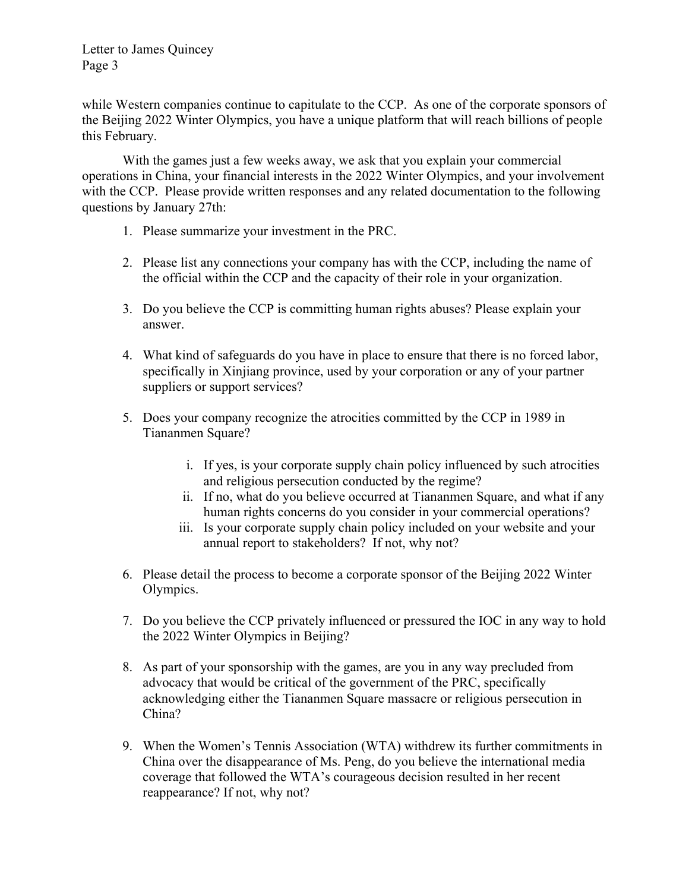while Western companies continue to capitulate to the CCP. As one of the corporate sponsors of the Beijing 2022 Winter Olympics, you have a unique platform that will reach billions of people this February.

With the games just a few weeks away, we ask that you explain your commercial operations in China, your financial interests in the 2022 Winter Olympics, and your involvement with the CCP. Please provide written responses and any related documentation to the following questions by January 27th:

1. Please summarize your investment in the PRC.

2. Please list any connections your company has with the CCP, including the name of the official within the CCP and the capacity of their role in your organization.

3. Do you believe the CCP is committing human rights abuses? Please explain your answer.

4. What kind of safeguards do you have in place to ensure that there is no forced labor, specifically in Xinjiang province, used by your corporation or any of your partner suppliers or support services?

5. Does your company recognize the atrocities committed by the CCP in 1989 in Tiananmen Square?

    i. If yes, is your corporate supply chain policy influenced by such atrocities and religious persecution conducted by the regime?
    ii. If no, what do you believe occurred at Tiananmen Square, and what if any human rights concerns do you consider in your commercial operations?
    iii. Is your corporate supply chain policy included on your website and your annual report to stakeholders? If not, why not?

6. Please detail the process to become a corporate sponsor of the Beijing 2022 Winter Olympics.

7. Do you believe the CCP privately influenced or pressured the IOC in any way to hold the 2022 Winter Olympics in Beijing?

8. As part of your sponsorship with the games, are you in any way precluded from advocacy that would be critical of the government of the PRC, specifically acknowledging either the Tiananmen Square massacre or religious persecution in China?

9. When the Women's Tennis Association (WTA) withdrew its further commitments in China over the disappearance of Ms. Peng, do you believe the international media coverage that followed the WTA's courageous decision resulted in her recent reappearance? If not, why not?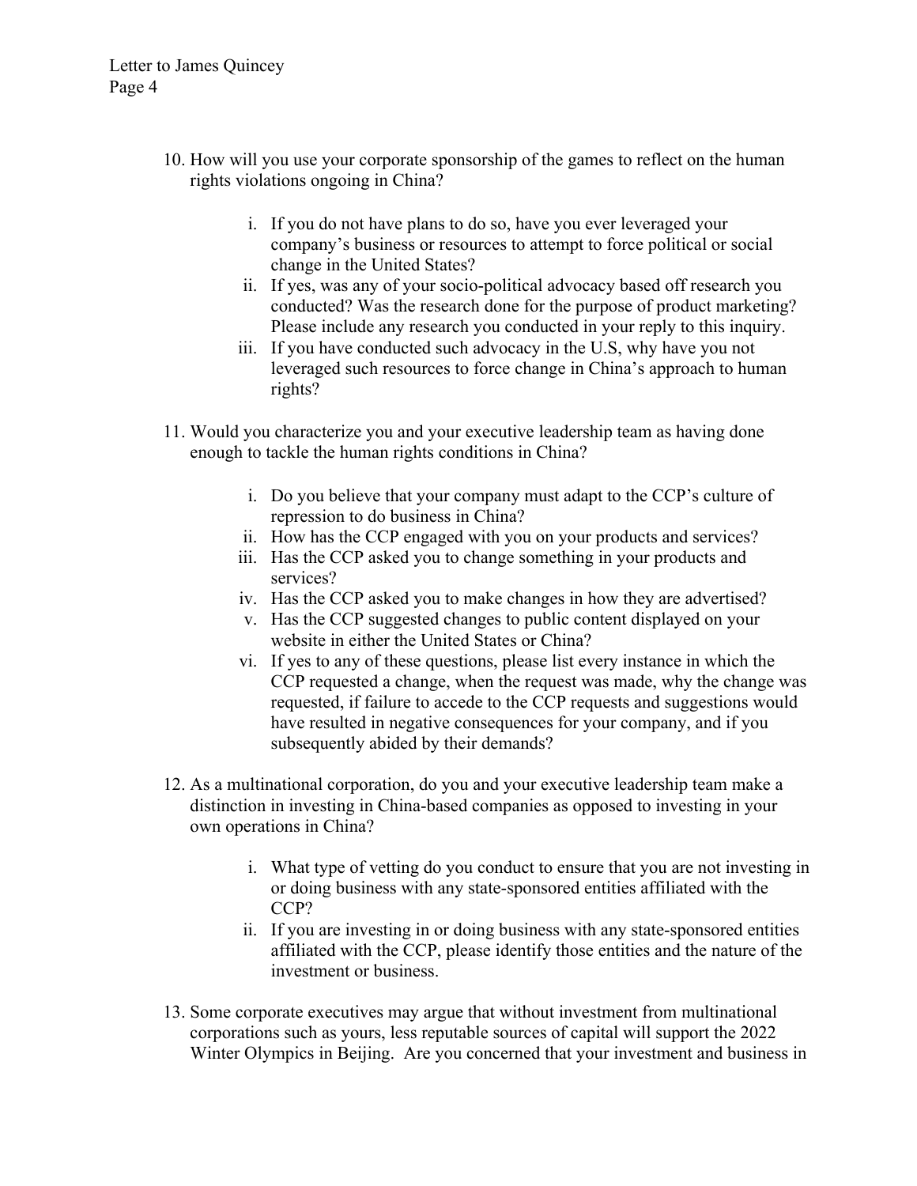10. How will you use your corporate sponsorship of the games to reflect on the human rights violations ongoing in China?

    i. If you do not have plans to do so, have you ever leveraged your company's business or resources to attempt to force political or social change in the United States?
    ii. If yes, was any of your socio-political advocacy based off research you conducted? Was the research done for the purpose of product marketing? Please include any research you conducted in your reply to this inquiry.
    iii. If you have conducted such advocacy in the U.S, why have you not leveraged such resources to force change in China's approach to human rights?

11. Would you characterize you and your executive leadership team as having done enough to tackle the human rights conditions in China?

    i. Do you believe that your company must adapt to the CCP's culture of repression to do business in China?
    ii. How has the CCP engaged with you on your products and services?
    iii. Has the CCP asked you to change something in your products and services?
    iv. Has the CCP asked you to make changes in how they are advertised?
    v. Has the CCP suggested changes to public content displayed on your website in either the United States or China?
    vi. If yes to any of these questions, please list every instance in which the CCP requested a change, when the request was made, why the change was requested, if failure to accede to the CCP requests and suggestions would have resulted in negative consequences for your company, and if you subsequently abided by their demands?

12. As a multinational corporation, do you and your executive leadership team make a distinction in investing in China-based companies as opposed to investing in your own operations in China?

    i. What type of vetting do you conduct to ensure that you are not investing in or doing business with any state-sponsored entities affiliated with the CCP?
    ii. If you are investing in or doing business with any state-sponsored entities affiliated with the CCP, please identify those entities and the nature of the investment or business.

13. Some corporate executives may argue that without investment from multinational corporations such as yours, less reputable sources of capital will support the 2022 Winter Olympics in Beijing. Are you concerned that your investment and business in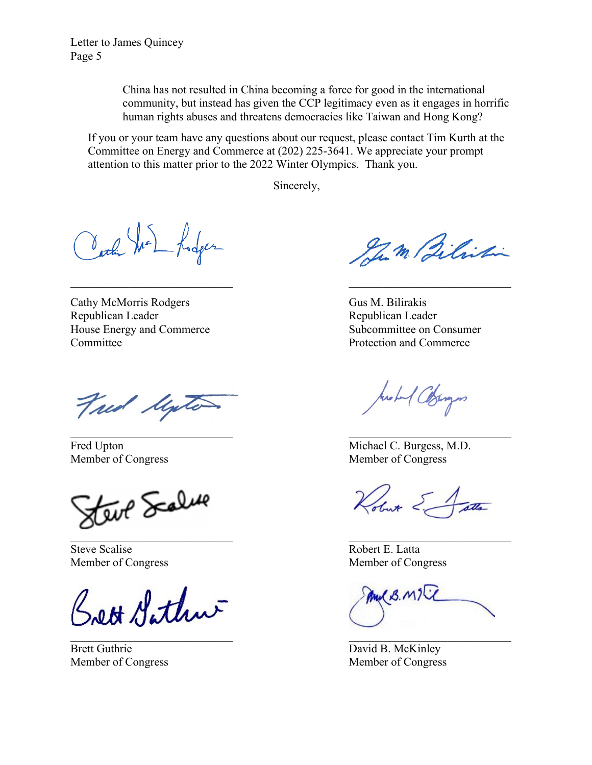China has not resulted in China becoming a force for good in the international community, but instead has given the CCP legitimacy even as it engages in horrific human rights abuses and threatens democracies like Taiwan and Hong Kong?

If you or your team have any questions about our request, please contact Tim Kurth at the Committee on Energy and Commerce at (202) 225-3641. We appreciate your prompt attention to this matter prior to the 2022 Winter Olympics. Thank you.

Sincerely,

Cathy McMorris Rodgers
Republican Leader
House Energy and Commerce Committee

Gus M. Bilirakis
Republican Leader
Subcommittee on Consumer Protection and Commerce

Fred Upton
Member of Congress

Michael C. Burgess, M.D.
Member of Congress

Steve Scalise
Member of Congress

Robert E. Latta
Member of Congress

Brett Guthrie
Member of Congress

David B. McKinley
Member of Congress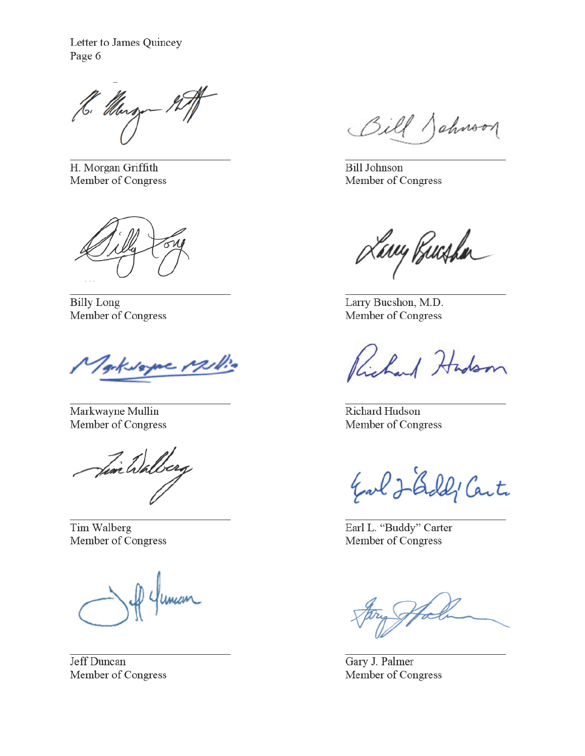H. Morgan Griffith
Member of Congress

Bill Johnson
Member of Congress

Billy Long
Member of Congress

Larry Bucshon, M.D.
Member of Congress

Markwayne Mullin
Member of Congress

Richard Hudson
Member of Congress

Tim Walberg
Member of Congress

Earl L. "Buddy" Carter
Member of Congress

Jeff Duncan
Member of Congress

Gary J. Palmer
Member of Congress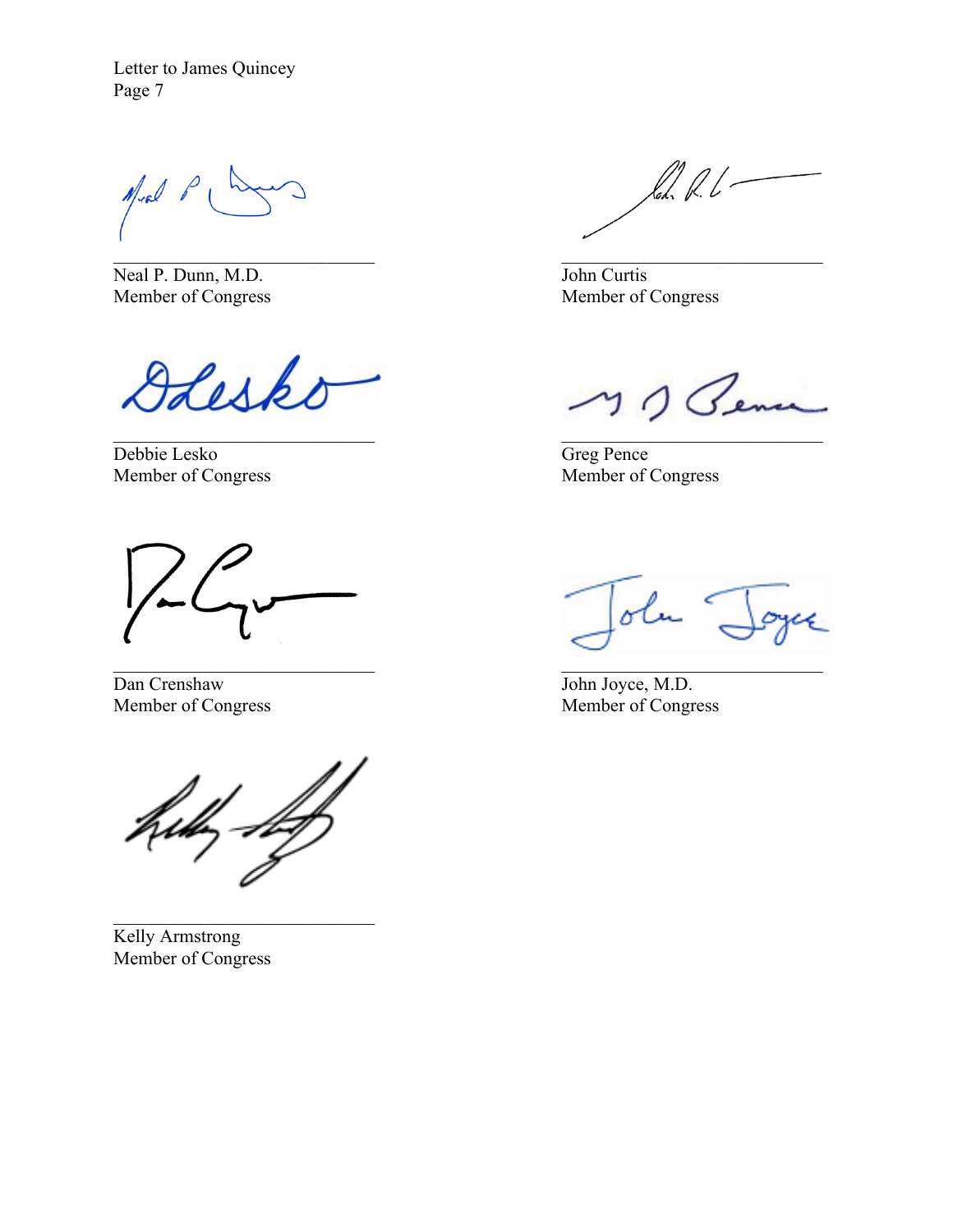Neal P. Dunn, M.D.
Member of Congress

John Curtis
Member of Congress

Debbie Lesko
Member of Congress

Greg Pence
Member of Congress

Dan Crenshaw
Member of Congress

John Joyce, M.D.
Member of Congress

Kelly Armstrong
Member of Congress